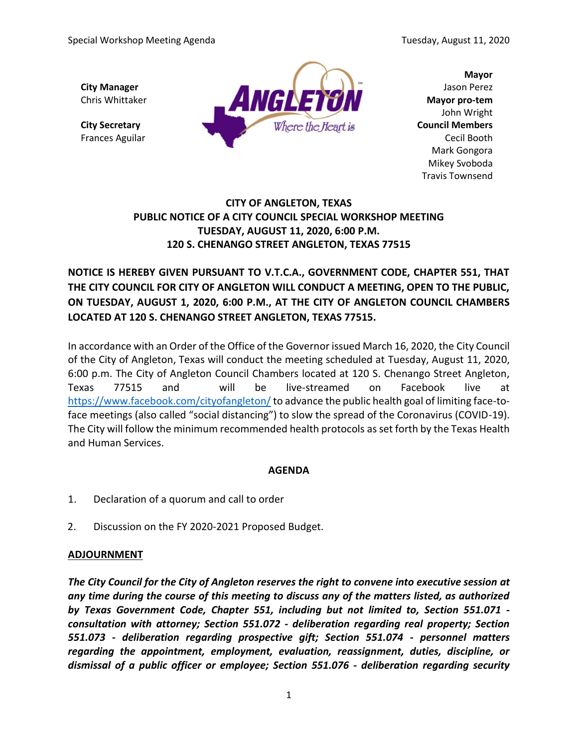Special Workshop Meeting Agenda Tuesday, August 11, 2020

**City Manager**
Chris Whittaker

**City Secretary**
Frances Aguilar

ANGLETON™
Where the Heart is

**Mayor**
Jason Perez
**Mayor pro-tem**
John Wright
**Council Members**
Cecil Booth
Mark Gongora
Mikey Svoboda
Travis Townsend

## CITY OF ANGLETON, TEXAS
## PUBLIC NOTICE OF A CITY COUNCIL SPECIAL WORKSHOP MEETING
## TUESDAY, AUGUST 11, 2020, 6:00 P.M.
## 120 S. CHENANGO STREET ANGLETON, TEXAS 77515

**NOTICE IS HEREBY GIVEN PURSUANT TO V.T.C.A., GOVERNMENT CODE, CHAPTER 551, THAT THE CITY COUNCIL FOR CITY OF ANGLETON WILL CONDUCT A MEETING, OPEN TO THE PUBLIC, ON TUESDAY, AUGUST 1, 2020, 6:00 P.M., AT THE CITY OF ANGLETON COUNCIL CHAMBERS LOCATED AT 120 S. CHENANGO STREET ANGLETON, TEXAS 77515.**

In accordance with an Order of the Office of the Governor issued March 16, 2020, the City Council of the City of Angleton, Texas will conduct the meeting scheduled at Tuesday, August 11, 2020, 6:00 p.m. The City of Angleton Council Chambers located at 120 S. Chenango Street Angleton, Texas 77515 and will be live-streamed on Facebook live at https://www.facebook.com/cityofangleton/ to advance the public health goal of limiting face-to-face meetings (also called "social distancing") to slow the spread of the Coronavirus (COVID-19). The City will follow the minimum recommended health protocols as set forth by the Texas Health and Human Services.

**AGENDA**

1. Declaration of a quorum and call to order
2. Discussion on the FY 2020-2021 Proposed Budget.

**ADJOURNMENT**

***The City Council for the City of Angleton reserves the right to convene into executive session at any time during the course of this meeting to discuss any of the matters listed, as authorized by Texas Government Code, Chapter 551, including but not limited to, Section 551.071 - consultation with attorney; Section 551.072 - deliberation regarding real property; Section 551.073 - deliberation regarding prospective gift; Section 551.074 - personnel matters regarding the appointment, employment, evaluation, reassignment, duties, discipline, or dismissal of a public officer or employee; Section 551.076 - deliberation regarding security***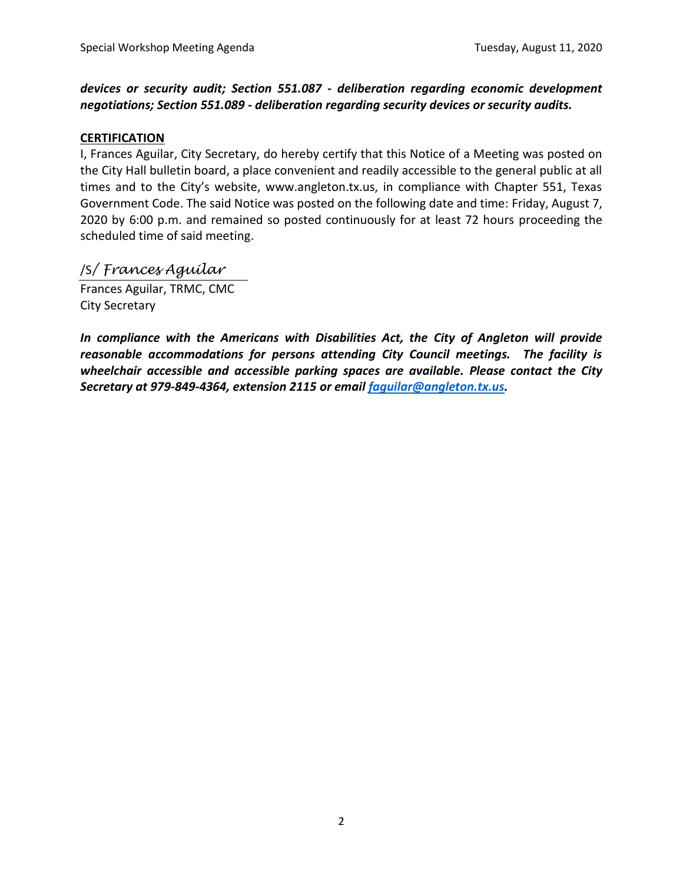***devices or security audit; Section 551.087 - deliberation regarding economic development negotiations; Section 551.089 - deliberation regarding security devices or security audits.***

**CERTIFICATION**

I, Frances Aguilar, City Secretary, do hereby certify that this Notice of a Meeting was posted on the City Hall bulletin board, a place convenient and readily accessible to the general public at all times and to the City's website, www.angleton.tx.us, in compliance with Chapter 551, Texas Government Code. The said Notice was posted on the following date and time: Friday, August 7, 2020 by 6:00 p.m. and remained so posted continuously for at least 72 hours proceeding the scheduled time of said meeting.

/S/ *Frances Aguilar*

Frances Aguilar, TRMC, CMC
City Secretary

***In compliance with the Americans with Disabilities Act, the City of Angleton will provide reasonable accommodations for persons attending City Council meetings. The facility is wheelchair accessible and accessible parking spaces are available. Please contact the City Secretary at 979-849-4364, extension 2115 or email faguilar@angleton.tx.us.***